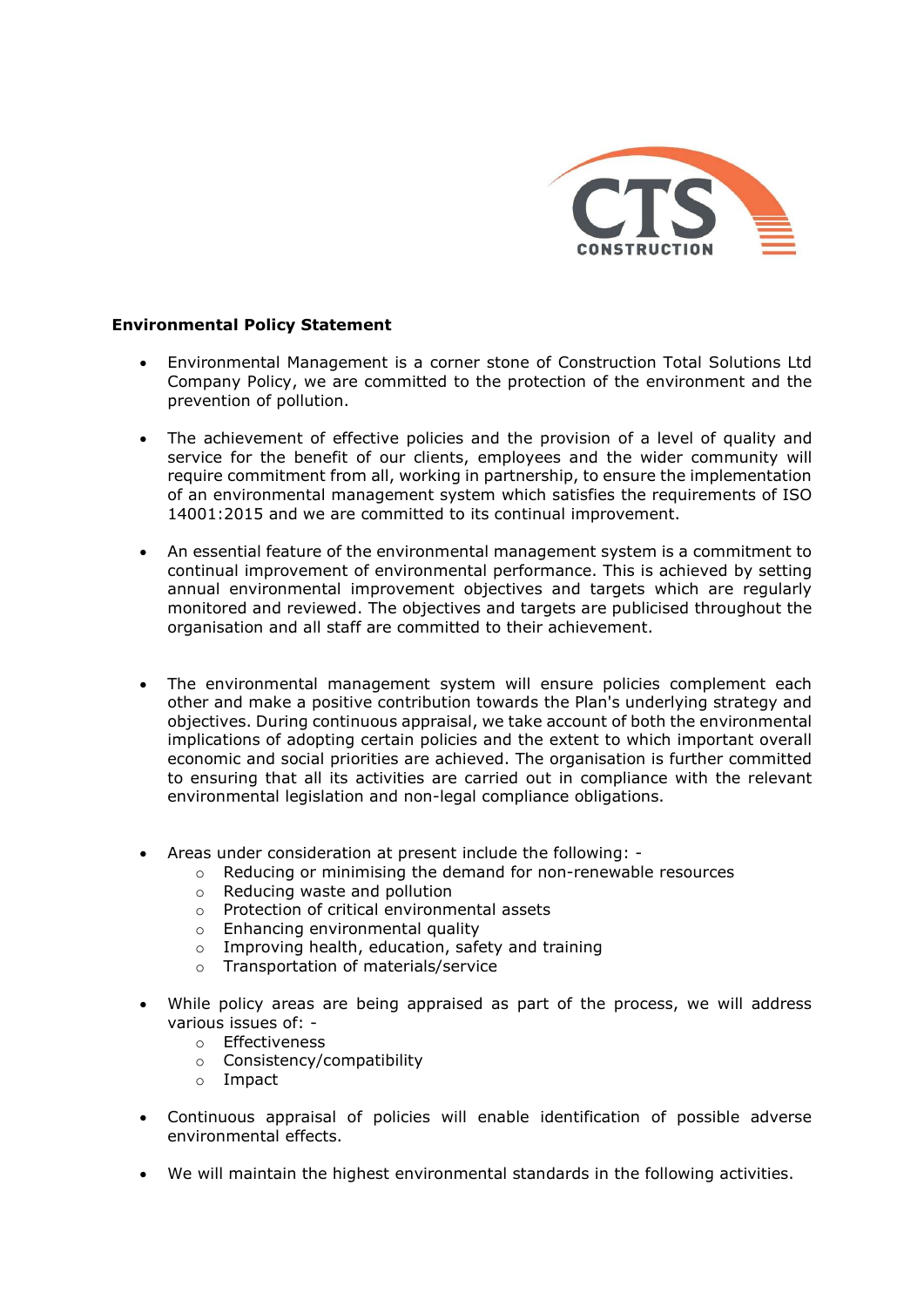**Environmental Policy Statement**

- Environmental Management is a corner stone of Construction Total Solutions Ltd Company Policy, we are committed to the protection of the environment and the prevention of pollution.

- The achievement of effective policies and the provision of a level of quality and service for the benefit of our clients, employees and the wider community will require commitment from all, working in partnership, to ensure the implementation of an environmental management system which satisfies the requirements of ISO 14001:2015 and we are committed to its continual improvement.

- An essential feature of the environmental management system is a commitment to continual improvement of environmental performance. This is achieved by setting annual environmental improvement objectives and targets which are regularly monitored and reviewed. The objectives and targets are publicised throughout the organisation and all staff are committed to their achievement.

- The environmental management system will ensure policies complement each other and make a positive contribution towards the Plan's underlying strategy and objectives. During continuous appraisal, we take account of both the environmental implications of adopting certain policies and the extent to which important overall economic and social priorities are achieved. The organisation is further committed to ensuring that all its activities are carried out in compliance with the relevant environmental legislation and non-legal compliance obligations.

- Areas under consideration at present include the following: -
  - Reducing or minimising the demand for non-renewable resources
  - Reducing waste and pollution
  - Protection of critical environmental assets
  - Enhancing environmental quality
  - Improving health, education, safety and training
  - Transportation of materials/service

- While policy areas are being appraised as part of the process, we will address various issues of: -
  - Effectiveness
  - Consistency/compatibility
  - Impact

- Continuous appraisal of policies will enable identification of possible adverse environmental effects.

- We will maintain the highest environmental standards in the following activities.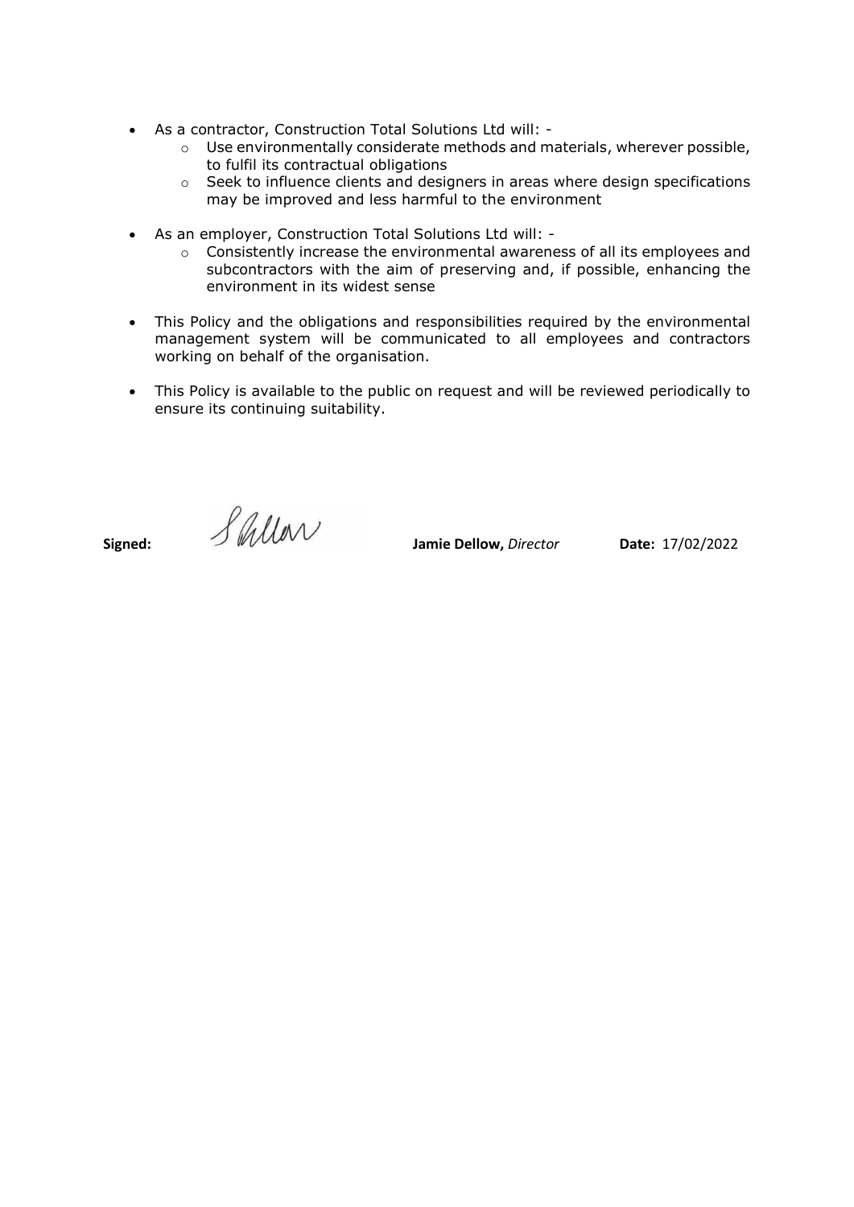- As a contractor, Construction Total Solutions Ltd will: -
  - Use environmentally considerate methods and materials, wherever possible, to fulfil its contractual obligations
  - Seek to influence clients and designers in areas where design specifications may be improved and less harmful to the environment

- As an employer, Construction Total Solutions Ltd will: -
  - Consistently increase the environmental awareness of all its employees and subcontractors with the aim of preserving and, if possible, enhancing the environment in its widest sense

- This Policy and the obligations and responsibilities required by the environmental management system will be communicated to all employees and contractors working on behalf of the organisation.

- This Policy is available to the public on request and will be reviewed periodically to ensure its continuing suitability.

**Signed:** **Jamie Dellow,** *Director* **Date:** 17/02/2022